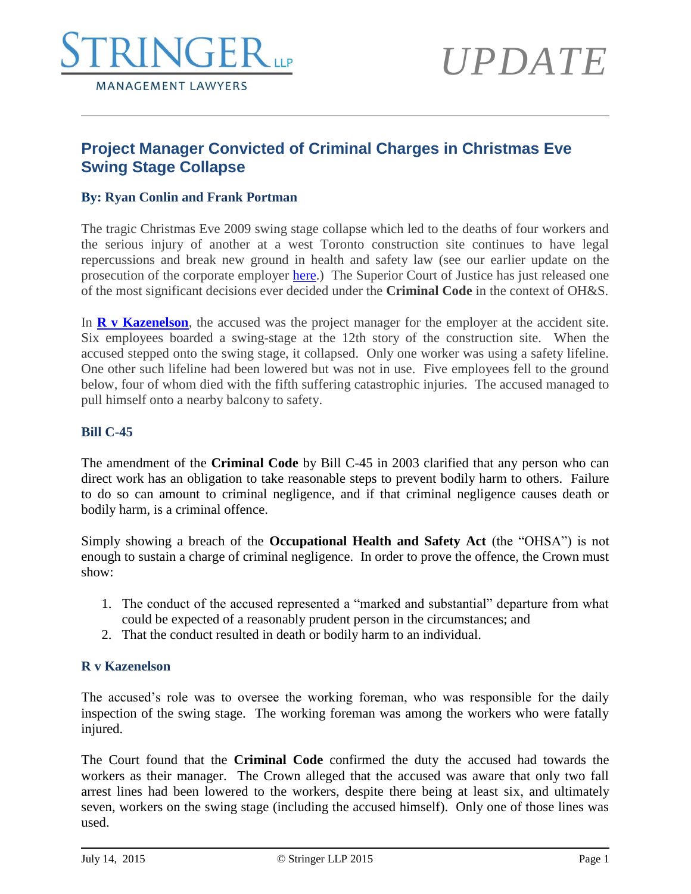STRINGER LLP

MANAGEMENT LAWYERS

*UPDATE*

## Project Manager Convicted of Criminal Charges in Christmas Eve Swing Stage Collapse

**By: Ryan Conlin and Frank Portman**

The tragic Christmas Eve 2009 swing stage collapse which led to the deaths of four workers and the serious injury of another at a west Toronto construction site continues to have legal repercussions and break new ground in health and safety law (see our earlier update on the prosecution of the corporate employer here.) The Superior Court of Justice has just released one of the most significant decisions ever decided under the **Criminal Code** in the context of OH&S.

In **R v Kazenelson**, the accused was the project manager for the employer at the accident site. Six employees boarded a swing-stage at the 12th story of the construction site. When the accused stepped onto the swing stage, it collapsed. Only one worker was using a safety lifeline. One other such lifeline had been lowered but was not in use. Five employees fell to the ground below, four of whom died with the fifth suffering catastrophic injuries. The accused managed to pull himself onto a nearby balcony to safety.

### Bill C-45

The amendment of the **Criminal Code** by Bill C-45 in 2003 clarified that any person who can direct work has an obligation to take reasonable steps to prevent bodily harm to others. Failure to do so can amount to criminal negligence, and if that criminal negligence causes death or bodily harm, is a criminal offence.

Simply showing a breach of the **Occupational Health and Safety Act** (the "OHSA") is not enough to sustain a charge of criminal negligence. In order to prove the offence, the Crown must show:

1. The conduct of the accused represented a "marked and substantial" departure from what could be expected of a reasonably prudent person in the circumstances; and
2. That the conduct resulted in death or bodily harm to an individual.

### R v Kazenelson

The accused's role was to oversee the working foreman, who was responsible for the daily inspection of the swing stage. The working foreman was among the workers who were fatally injured.

The Court found that the **Criminal Code** confirmed the duty the accused had towards the workers as their manager. The Crown alleged that the accused was aware that only two fall arrest lines had been lowered to the workers, despite there being at least six, and ultimately seven, workers on the swing stage (including the accused himself). Only one of those lines was used.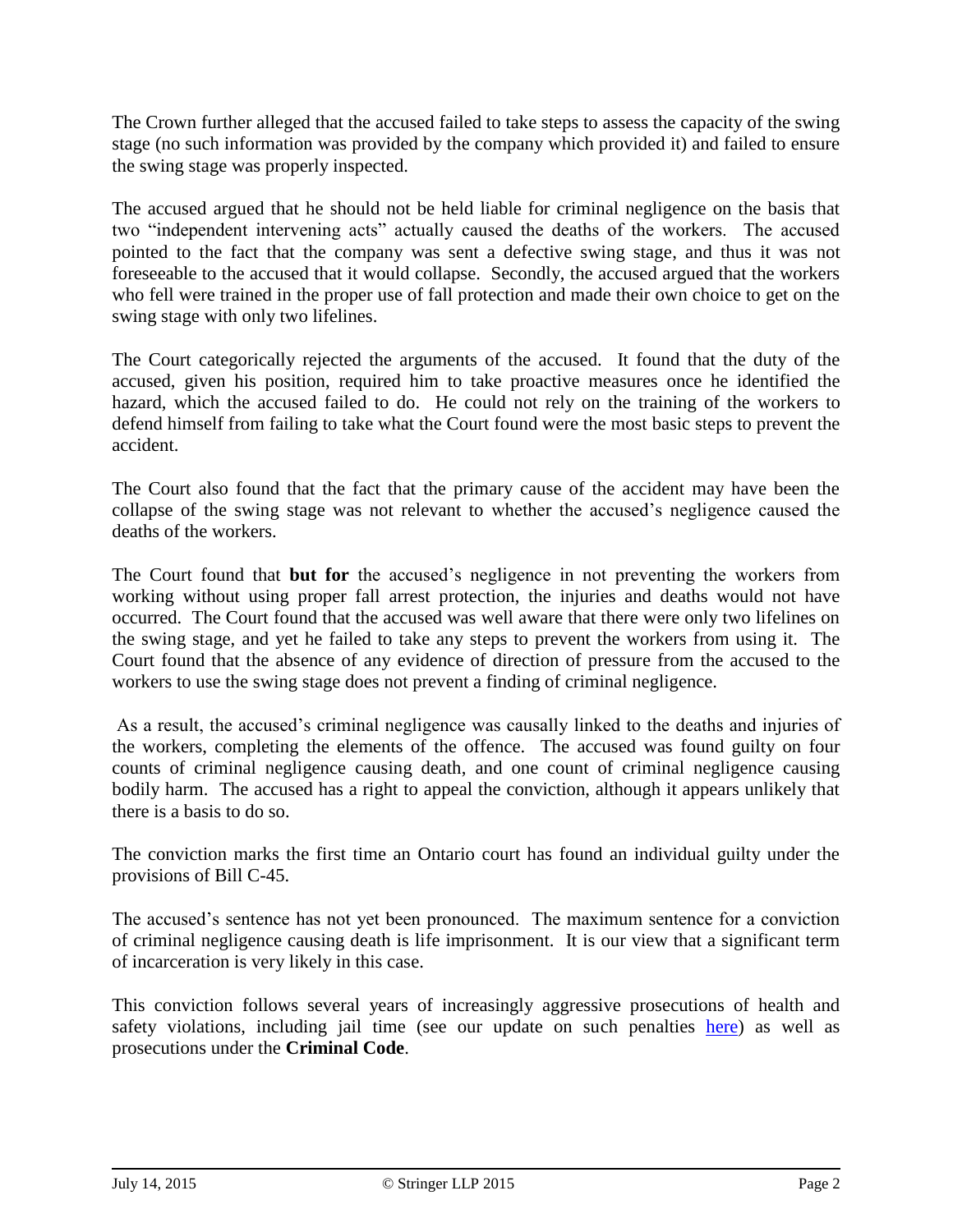The Crown further alleged that the accused failed to take steps to assess the capacity of the swing stage (no such information was provided by the company which provided it) and failed to ensure the swing stage was properly inspected.

The accused argued that he should not be held liable for criminal negligence on the basis that two "independent intervening acts" actually caused the deaths of the workers. The accused pointed to the fact that the company was sent a defective swing stage, and thus it was not foreseeable to the accused that it would collapse. Secondly, the accused argued that the workers who fell were trained in the proper use of fall protection and made their own choice to get on the swing stage with only two lifelines.

The Court categorically rejected the arguments of the accused. It found that the duty of the accused, given his position, required him to take proactive measures once he identified the hazard, which the accused failed to do. He could not rely on the training of the workers to defend himself from failing to take what the Court found were the most basic steps to prevent the accident.

The Court also found that the fact that the primary cause of the accident may have been the collapse of the swing stage was not relevant to whether the accused's negligence caused the deaths of the workers.

The Court found that **but for** the accused's negligence in not preventing the workers from working without using proper fall arrest protection, the injuries and deaths would not have occurred. The Court found that the accused was well aware that there were only two lifelines on the swing stage, and yet he failed to take any steps to prevent the workers from using it. The Court found that the absence of any evidence of direction of pressure from the accused to the workers to use the swing stage does not prevent a finding of criminal negligence.

As a result, the accused's criminal negligence was causally linked to the deaths and injuries of the workers, completing the elements of the offence. The accused was found guilty on four counts of criminal negligence causing death, and one count of criminal negligence causing bodily harm. The accused has a right to appeal the conviction, although it appears unlikely that there is a basis to do so.

The conviction marks the first time an Ontario court has found an individual guilty under the provisions of Bill C-45.

The accused's sentence has not yet been pronounced. The maximum sentence for a conviction of criminal negligence causing death is life imprisonment. It is our view that a significant term of incarceration is very likely in this case.

This conviction follows several years of increasingly aggressive prosecutions of health and safety violations, including jail time (see our update on such penalties here) as well as prosecutions under the **Criminal Code**.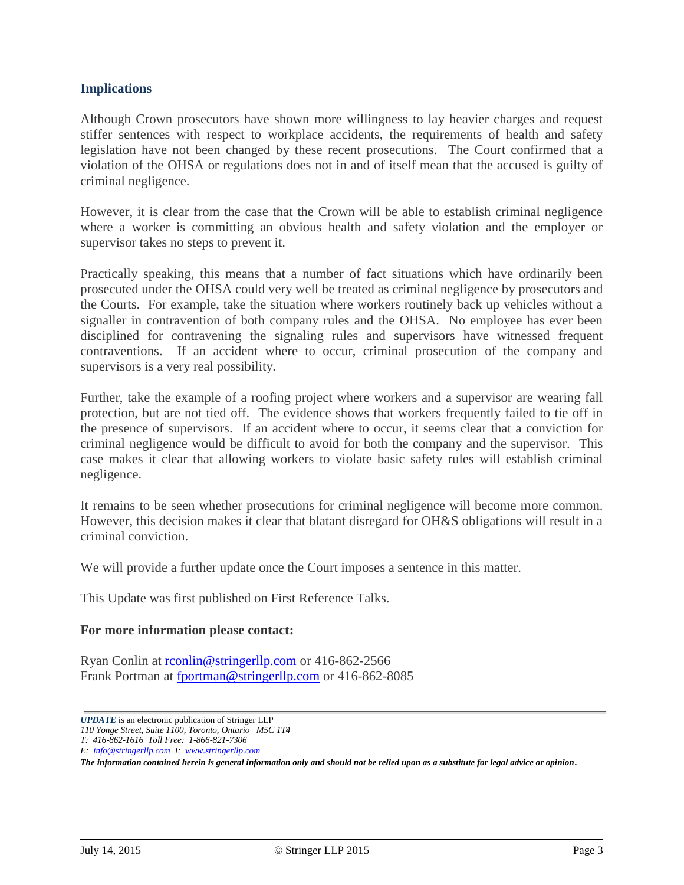## Implications

Although Crown prosecutors have shown more willingness to lay heavier charges and request stiffer sentences with respect to workplace accidents, the requirements of health and safety legislation have not been changed by these recent prosecutions. The Court confirmed that a violation of the OHSA or regulations does not in and of itself mean that the accused is guilty of criminal negligence.

However, it is clear from the case that the Crown will be able to establish criminal negligence where a worker is committing an obvious health and safety violation and the employer or supervisor takes no steps to prevent it.

Practically speaking, this means that a number of fact situations which have ordinarily been prosecuted under the OHSA could very well be treated as criminal negligence by prosecutors and the Courts. For example, take the situation where workers routinely back up vehicles without a signaller in contravention of both company rules and the OHSA. No employee has ever been disciplined for contravening the signaling rules and supervisors have witnessed frequent contraventions. If an accident where to occur, criminal prosecution of the company and supervisors is a very real possibility.

Further, take the example of a roofing project where workers and a supervisor are wearing fall protection, but are not tied off. The evidence shows that workers frequently failed to tie off in the presence of supervisors. If an accident where to occur, it seems clear that a conviction for criminal negligence would be difficult to avoid for both the company and the supervisor. This case makes it clear that allowing workers to violate basic safety rules will establish criminal negligence.

It remains to be seen whether prosecutions for criminal negligence will become more common. However, this decision makes it clear that blatant disregard for OH&S obligations will result in a criminal conviction.

We will provide a further update once the Court imposes a sentence in this matter.

This Update was first published on First Reference Talks.

**For more information please contact:**

Ryan Conlin at [rconlin@stringerllp.com](mailto:rconlin@stringerllp.com) or 416-862-2566
Frank Portman at [fportman@stringerllp.com](mailto:fportman@stringerllp.com) or 416-862-8085

---

***UPDATE*** is an electronic publication of Stringer LLP
*110 Yonge Street, Suite 1100, Toronto, Ontario M5C 1T4*
*T: 416-862-1616 Toll Free: 1-866-821-7306*
*E: [info@stringerllp.com](mailto:info@stringerllp.com) I: [www.stringerllp.com](http://www.stringerllp.com)*
***The information contained herein is general information only and should not be relied upon as a substitute for legal advice or opinion.***